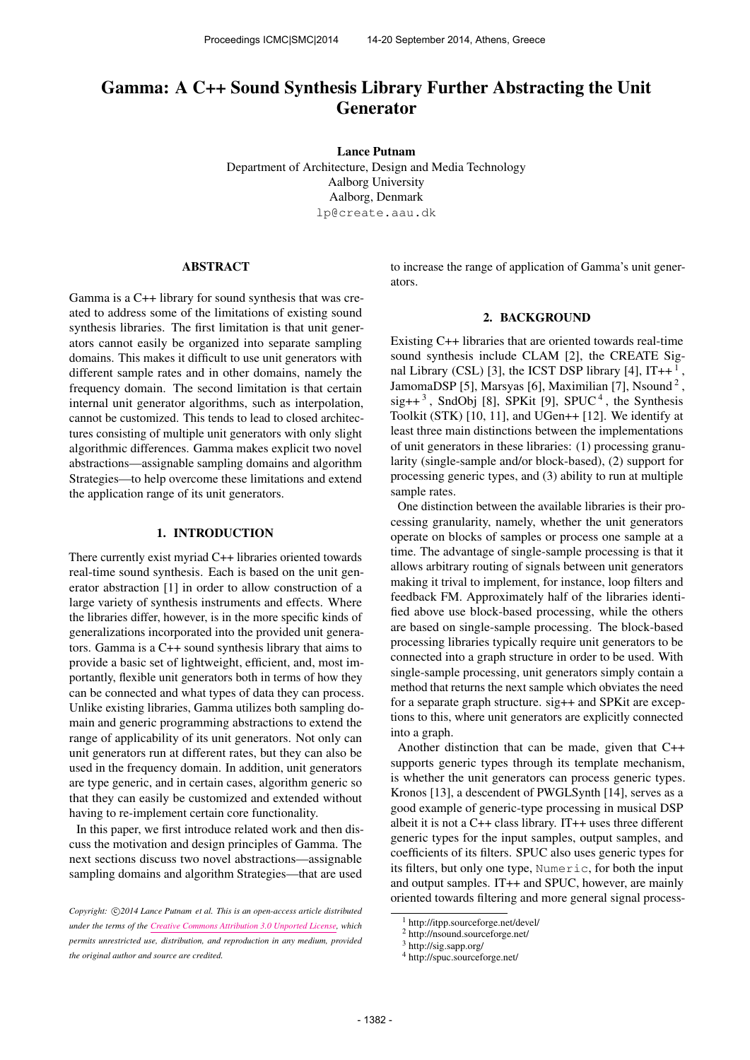# Gamma: A C++ Sound Synthesis Library Further Abstracting the Unit Generator

**Lance Putnam**
Department of Architecture, Design and Media Technology
Aalborg University
Aalborg, Denmark
lp@create.aau.dk

## ABSTRACT

Gamma is a C++ library for sound synthesis that was created to address some of the limitations of existing sound synthesis libraries. The first limitation is that unit generators cannot easily be organized into separate sampling domains. This makes it difficult to use unit generators with different sample rates and in other domains, namely the frequency domain. The second limitation is that certain internal unit generator algorithms, such as interpolation, cannot be customized. This tends to lead to closed architectures consisting of multiple unit generators with only slight algorithmic differences. Gamma makes explicit two novel abstractions—assignable sampling domains and algorithm Strategies—to help overcome these limitations and extend the application range of its unit generators.

## 1. INTRODUCTION

There currently exist myriad C++ libraries oriented towards real-time sound synthesis. Each is based on the unit generator abstraction [1] in order to allow construction of a large variety of synthesis instruments and effects. Where the libraries differ, however, is in the more specific kinds of generalizations incorporated into the provided unit generators. Gamma is a C++ sound synthesis library that aims to provide a basic set of lightweight, efficient, and, most importantly, flexible unit generators both in terms of how they can be connected and what types of data they can process. Unlike existing libraries, Gamma utilizes both sampling domain and generic programming abstractions to extend the range of applicability of its unit generators. Not only can unit generators run at different rates, but they can also be used in the frequency domain. In addition, unit generators are type generic, and in certain cases, algorithm generic so that they can easily be customized and extended without having to re-implement certain core functionality.

In this paper, we first introduce related work and then discuss the motivation and design principles of Gamma. The next sections discuss two novel abstractions—assignable sampling domains and algorithm Strategies—that are used to increase the range of application of Gamma's unit generators.

*Copyright: ©2014 Lance Putnam et al. This is an open-access article distributed under the terms of the Creative Commons Attribution 3.0 Unported License, which permits unrestricted use, distribution, and reproduction in any medium, provided the original author and source are credited.*

## 2. BACKGROUND

Existing C++ libraries that are oriented towards real-time sound synthesis include CLAM [2], the CREATE Signal Library (CSL) [3], the ICST DSP library [4], IT++ [1], JamomaDSP [5], Marsyas [6], Maximilian [7], Nsound [2], sig++ [3], SndObj [8], SPKit [9], SPUC [4], the Synthesis Toolkit (STK) [10, 11], and UGen++ [12]. We identify at least three main distinctions between the implementations of unit generators in these libraries: (1) processing granularity (single-sample and/or block-based), (2) support for processing generic types, and (3) ability to run at multiple sample rates.

One distinction between the available libraries is their processing granularity, namely, whether the unit generators operate on blocks of samples or process one sample at a time. The advantage of single-sample processing is that it allows arbitrary routing of signals between unit generators making it trival to implement, for instance, loop filters and feedback FM. Approximately half of the libraries identified above use block-based processing, while the others are based on single-sample processing. The block-based processing libraries typically require unit generators to be connected into a graph structure in order to be used. With single-sample processing, unit generators simply contain a method that returns the next sample which obviates the need for a separate graph structure. sig++ and SPKit are exceptions to this, where unit generators are explicitly connected into a graph.

Another distinction that can be made, given that C++ supports generic types through its template mechanism, is whether the unit generators can process generic types. Kronos [13], a descendent of PWGLSynth [14], serves as a good example of generic-type processing in musical DSP albeit it is not a C++ class library. IT++ uses three different generic types for the input samples, output samples, and coefficients of its filters. SPUC also uses generic types for its filters, but only one type, `Numeric`, for both the input and output samples. IT++ and SPUC, however, are mainly oriented towards filtering and more general signal process-

[1] http://itpp.sourceforge.net/devel/
[2] http://nsound.sourceforge.net/
[3] http://sig.sapp.org/
[4] http://spuc.sourceforge.net/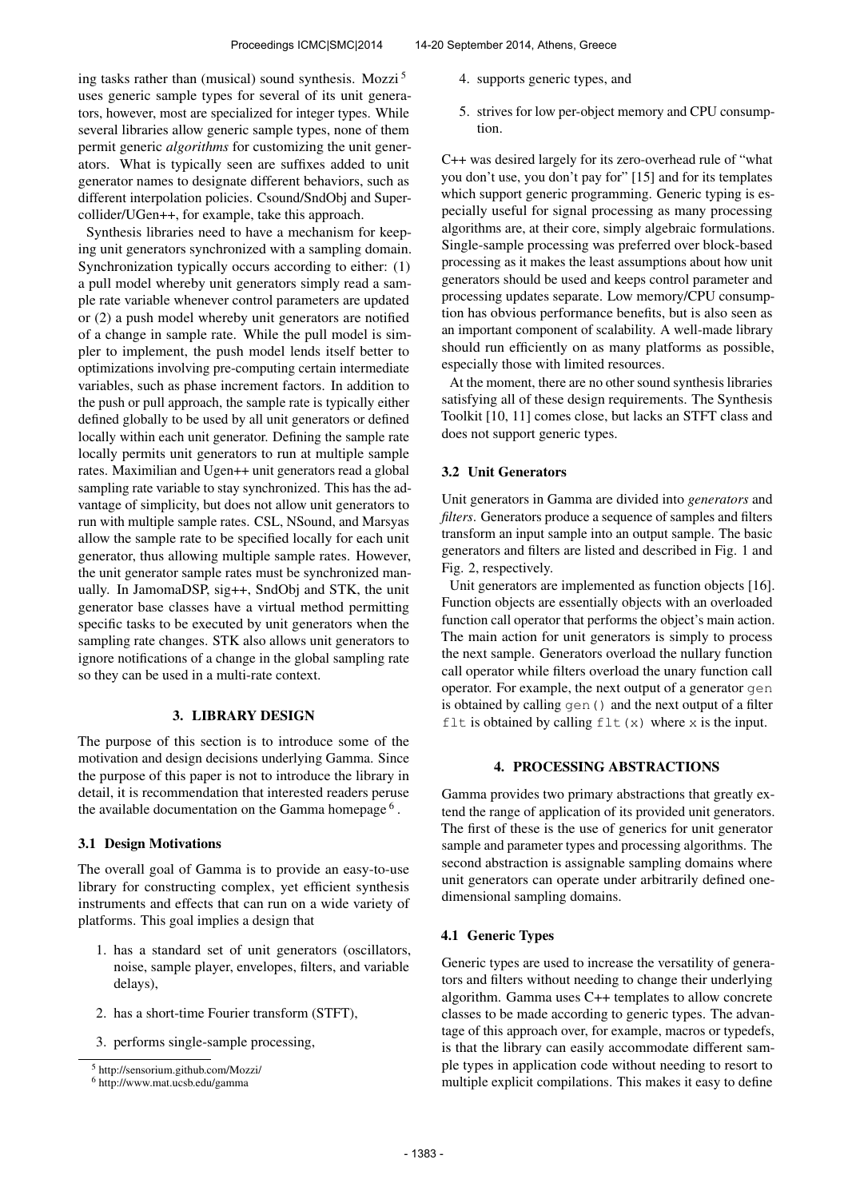ing tasks rather than (musical) sound synthesis. Mozzi [5] uses generic sample types for several of its unit generators, however, most are specialized for integer types. While several libraries allow generic sample types, none of them permit generic *algorithms* for customizing the unit generators. What is typically seen are suffixes added to unit generator names to designate different behaviors, such as different interpolation policies. Csound/SndObj and Supercollider/UGen++, for example, take this approach.

Synthesis libraries need to have a mechanism for keeping unit generators synchronized with a sampling domain. Synchronization typically occurs according to either: (1) a pull model whereby unit generators simply read a sample rate variable whenever control parameters are updated or (2) a push model whereby unit generators are notified of a change in sample rate. While the pull model is simpler to implement, the push model lends itself better to optimizations involving pre-computing certain intermediate variables, such as phase increment factors. In addition to the push or pull approach, the sample rate is typically either defined globally to be used by all unit generators or defined locally within each unit generator. Defining the sample rate locally permits unit generators to run at multiple sample rates. Maximilian and Ugen++ unit generators read a global sampling rate variable to stay synchronized. This has the advantage of simplicity, but does not allow unit generators to run with multiple sample rates. CSL, NSound, and Marsyas allow the sample rate to be specified locally for each unit generator, thus allowing multiple sample rates. However, the unit generator sample rates must be synchronized manually. In JamomaDSP, sig++, SndObj and STK, the unit generator base classes have a virtual method permitting specific tasks to be executed by unit generators when the sampling rate changes. STK also allows unit generators to ignore notifications of a change in the global sampling rate so they can be used in a multi-rate context.

## 3. LIBRARY DESIGN

The purpose of this section is to introduce some of the motivation and design decisions underlying Gamma. Since the purpose of this paper is not to introduce the library in detail, it is recommendation that interested readers peruse the available documentation on the Gamma homepage [6] .

### 3.1 Design Motivations

The overall goal of Gamma is to provide an easy-to-use library for constructing complex, yet efficient synthesis instruments and effects that can run on a wide variety of platforms. This goal implies a design that

1. has a standard set of unit generators (oscillators, noise, sample player, envelopes, filters, and variable delays),
2. has a short-time Fourier transform (STFT),
3. performs single-sample processing,
4. supports generic types, and
5. strives for low per-object memory and CPU consumption.

C++ was desired largely for its zero-overhead rule of "what you don't use, you don't pay for" [15] and for its templates which support generic programming. Generic typing is especially useful for signal processing as many processing algorithms are, at their core, simply algebraic formulations. Single-sample processing was preferred over block-based processing as it makes the least assumptions about how unit generators should be used and keeps control parameter and processing updates separate. Low memory/CPU consumption has obvious performance benefits, but is also seen as an important component of scalability. A well-made library should run efficiently on as many platforms as possible, especially those with limited resources.

At the moment, there are no other sound synthesis libraries satisfying all of these design requirements. The Synthesis Toolkit [10, 11] comes close, but lacks an STFT class and does not support generic types.

### 3.2 Unit Generators

Unit generators in Gamma are divided into *generators* and *filters*. Generators produce a sequence of samples and filters transform an input sample into an output sample. The basic generators and filters are listed and described in Fig. 1 and Fig. 2, respectively.

Unit generators are implemented as function objects [16]. Function objects are essentially objects with an overloaded function call operator that performs the object's main action. The main action for unit generators is simply to process the next sample. Generators overload the nullary function call operator while filters overload the unary function call operator. For example, the next output of a generator `gen` is obtained by calling `gen()` and the next output of a filter `flt` is obtained by calling `flt(x)` where `x` is the input.

## 4. PROCESSING ABSTRACTIONS

Gamma provides two primary abstractions that greatly extend the range of application of its provided unit generators. The first of these is the use of generics for unit generator sample and parameter types and processing algorithms. The second abstraction is assignable sampling domains where unit generators can operate under arbitrarily defined one-dimensional sampling domains.

### 4.1 Generic Types

Generic types are used to increase the versatility of generators and filters without needing to change their underlying algorithm. Gamma uses C++ templates to allow concrete classes to be made according to generic types. The advantage of this approach over, for example, macros or typedefs, is that the library can easily accommodate different sample types in application code without needing to resort to multiple explicit compilations. This makes it easy to define

[5] http://sensorium.github.com/Mozzi/

[6] http://www.mat.ucsb.edu/gamma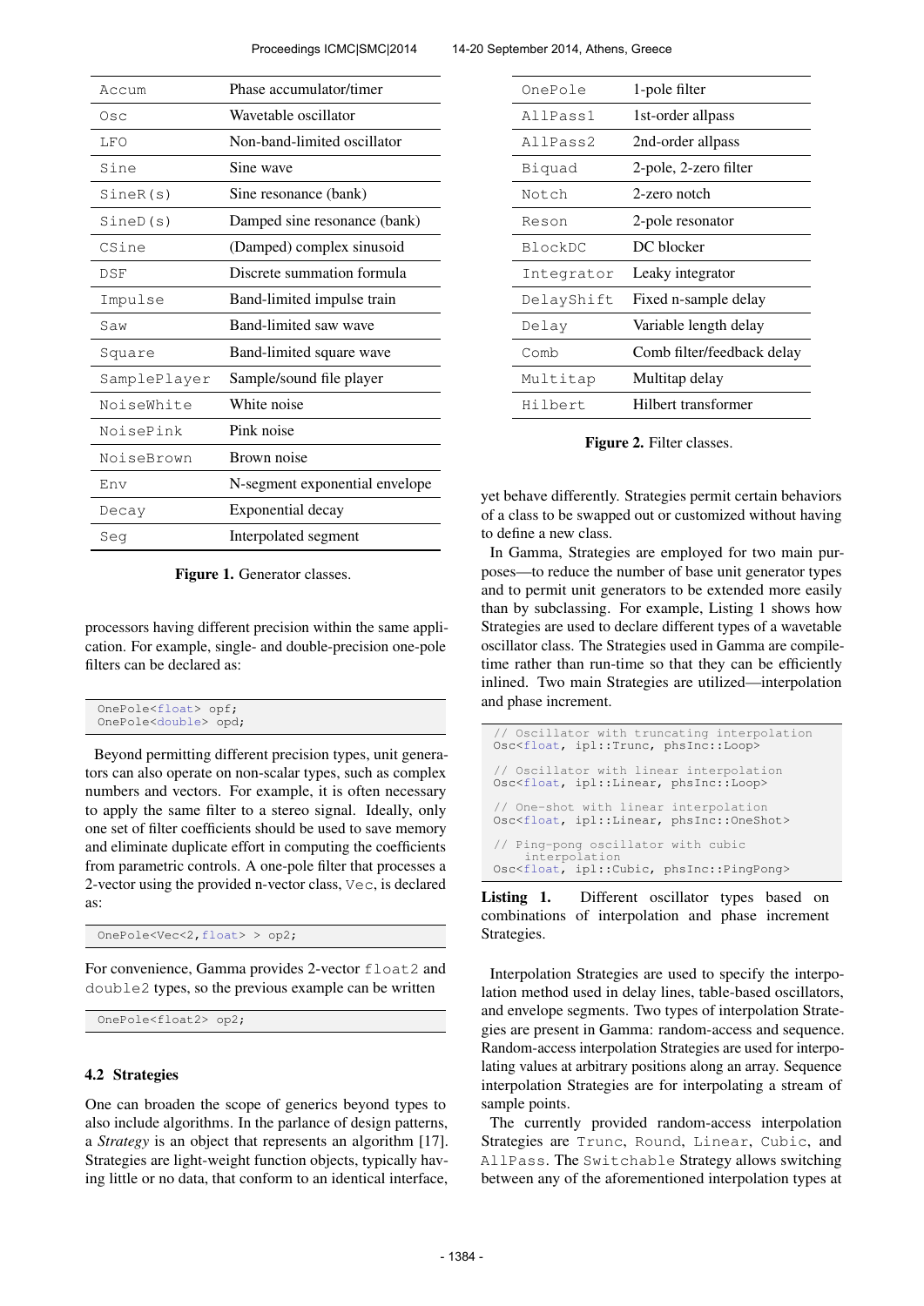| | |
|---|---|
| `Accum` | Phase accumulator/timer |
| `Osc` | Wavetable oscillator |
| `LFO` | Non-band-limited oscillator |
| `Sine` | Sine wave |
| `SineR(s)` | Sine resonance (bank) |
| `SineD(s)` | Damped sine resonance (bank) |
| `CSine` | (Damped) complex sinusoid |
| `DSF` | Discrete summation formula |
| `Impulse` | Band-limited impulse train |
| `Saw` | Band-limited saw wave |
| `Square` | Band-limited square wave |
| `SamplePlayer` | Sample/sound file player |
| `NoiseWhite` | White noise |
| `NoisePink` | Pink noise |
| `NoiseBrown` | Brown noise |
| `Env` | N-segment exponential envelope |
| `Decay` | Exponential decay |
| `Seg` | Interpolated segment |

**Figure 1.** Generator classes.

processors having different precision within the same application. For example, single- and double-precision one-pole filters can be declared as:

```
OnePole<float> opf;
OnePole<double> opd;
```

Beyond permitting different precision types, unit generators can also operate on non-scalar types, such as complex numbers and vectors. For example, it is often necessary to apply the same filter to a stereo signal. Ideally, only one set of filter coefficients should be used to save memory and eliminate duplicate effort in computing the coefficients from parametric controls. A one-pole filter that processes a 2-vector using the provided n-vector class, `Vec`, is declared as:

```
OnePole<Vec<2,float> > op2;
```

For convenience, Gamma provides 2-vector `float2` and `double2` types, so the previous example can be written

```
OnePole<float2> op2;
```

## 4.2 Strategies

One can broaden the scope of generics beyond types to also include algorithms. In the parlance of design patterns, a *Strategy* is an object that represents an algorithm [17]. Strategies are light-weight function objects, typically having little or no data, that conform to an identical interface, yet behave differently. Strategies permit certain behaviors of a class to be swapped out or customized without having to define a new class.

| | |
|---|---|
| `OnePole` | 1-pole filter |
| `AllPass1` | 1st-order allpass |
| `AllPass2` | 2nd-order allpass |
| `Biquad` | 2-pole, 2-zero filter |
| `Notch` | 2-zero notch |
| `Reson` | 2-pole resonator |
| `BlockDC` | DC blocker |
| `Integrator` | Leaky integrator |
| `DelayShift` | Fixed n-sample delay |
| `Delay` | Variable length delay |
| `Comb` | Comb filter/feedback delay |
| `Multitap` | Multitap delay |
| `Hilbert` | Hilbert transformer |

**Figure 2.** Filter classes.

In Gamma, Strategies are employed for two main purposes—to reduce the number of base unit generator types and to permit unit generators to be extended more easily than by subclassing. For example, Listing 1 shows how Strategies are used to declare different types of a wavetable oscillator class. The Strategies used in Gamma are compile-time rather than run-time so that they can be efficiently inlined. Two main Strategies are utilized—interpolation and phase increment.

```
// Oscillator with truncating interpolation
Osc<float, ipl::Trunc, phsInc::Loop>

// Oscillator with linear interpolation
Osc<float, ipl::Linear, phsInc::Loop>

// One-shot with linear interpolation
Osc<float, ipl::Linear, phsInc::OneShot>

// Ping-pong oscillator with cubic
   interpolation
Osc<float, ipl::Cubic, phsInc::PingPong>
```

**Listing 1.** Different oscillator types based on combinations of interpolation and phase increment Strategies.

Interpolation Strategies are used to specify the interpolation method used in delay lines, table-based oscillators, and envelope segments. Two types of interpolation Strategies are present in Gamma: random-access and sequence. Random-access interpolation Strategies are used for interpolating values at arbitrary positions along an array. Sequence interpolation Strategies are for interpolating a stream of sample points.

The currently provided random-access interpolation Strategies are `Trunc`, `Round`, `Linear`, `Cubic`, and `AllPass`. The `Switchable` Strategy allows switching between any of the aforementioned interpolation types at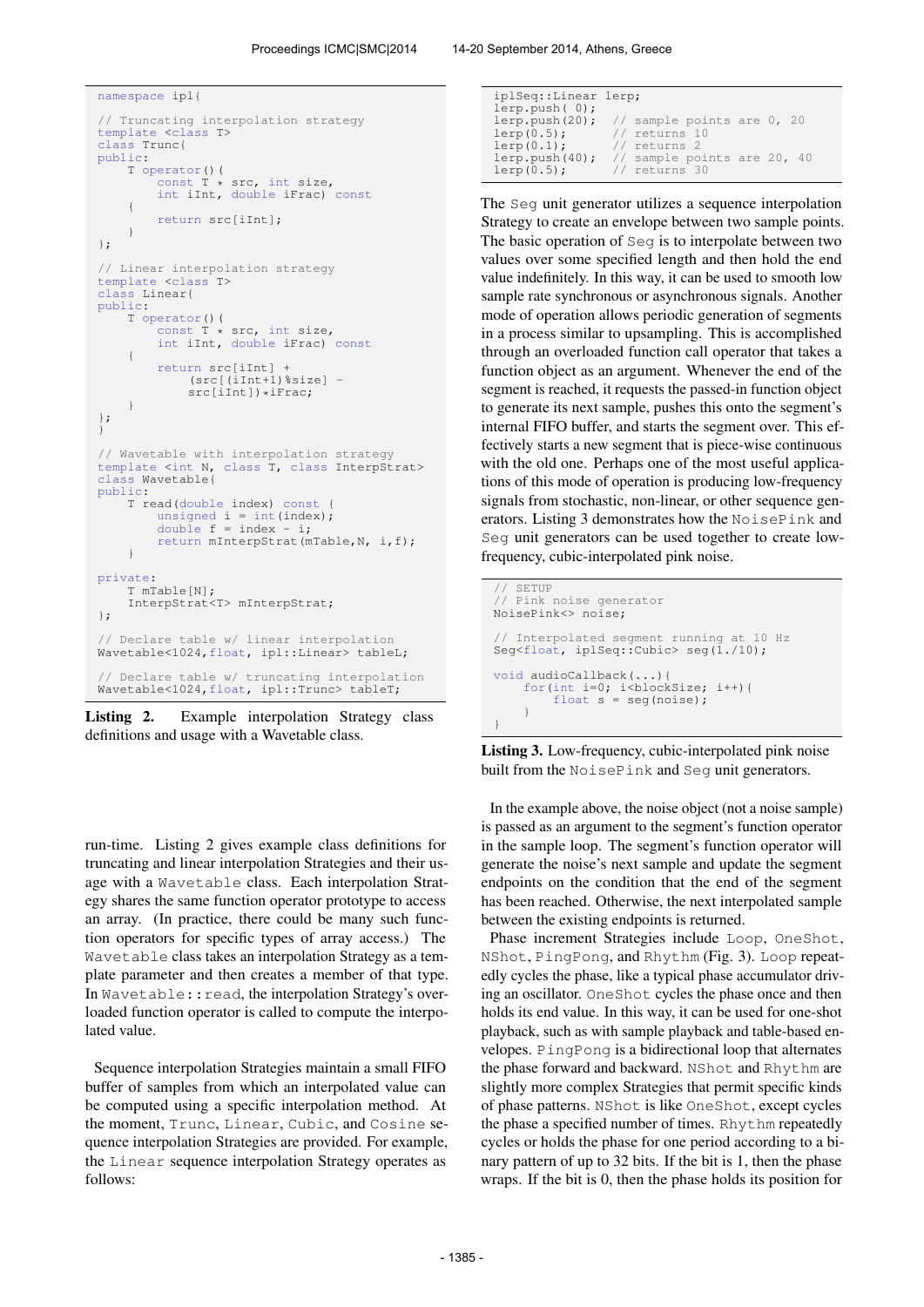```
namespace ipl{

// Truncating interpolation strategy
template <class T>
class Trunc{
public:
    T operator()(
        const T * src, int size,
        int iInt, double iFrac) const
    {
        return src[iInt];
    }
};

// Linear interpolation strategy
template <class T>
class Linear{
public:
    T operator()(
        const T * src, int size,
        int iInt, double iFrac) const
    {
        return src[iInt] +
            (src[(iInt+1)%size] -
            src[iInt])*iFrac;
    }
};
}

// Wavetable with interpolation strategy
template <int N, class T, class InterpStrat>
class Wavetable{
public:
    T read(double index) const {
        unsigned i = int(index);
        double f = index - i;
        return mInterpStrat(mTable,N, i,f);
    }

private:
    T mTable[N];
    InterpStrat<T> mInterpStrat;
};

// Declare table w/ linear interpolation
Wavetable<1024,float, ipl::Linear> tableL;

// Declare table w/ truncating interpolation
Wavetable<1024,float, ipl::Trunc> tableT;
```

**Listing 2.** Example interpolation Strategy class definitions and usage with a Wavetable class.

run-time. Listing 2 gives example class definitions for truncating and linear interpolation Strategies and their usage with a `Wavetable` class. Each interpolation Strategy shares the same function operator prototype to access an array. (In practice, there could be many such function operators for specific types of array access.) The `Wavetable` class takes an interpolation Strategy as a template parameter and then creates a member of that type. In `Wavetable::read`, the interpolation Strategy's overloaded function operator is called to compute the interpolated value.

Sequence interpolation Strategies maintain a small FIFO buffer of samples from which an interpolated value can be computed using a specific interpolation method. At the moment, `Trunc`, `Linear`, `Cubic`, and `Cosine` sequence interpolation Strategies are provided. For example, the `Linear` sequence interpolation Strategy operates as follows:

```
iplSeq::Linear lerp;
lerp.push( 0);
lerp.push(20);   // sample points are 0, 20
lerp(0.5);       // returns 10
lerp(0.1);       // returns 2
lerp.push(40);   // sample points are 20, 40
lerp(0.5);       // returns 30
```

The `Seg` unit generator utilizes a sequence interpolation Strategy to create an envelope between two sample points. The basic operation of `Seg` is to interpolate between two values over some specified length and then hold the end value indefinitely. In this way, it can be used to smooth low sample rate synchronous or asynchronous signals. Another mode of operation allows periodic generation of segments in a process similar to upsampling. This is accomplished through an overloaded function call operator that takes a function object as an argument. Whenever the end of the segment is reached, it requests the passed-in function object to generate its next sample, pushes this onto the segment's internal FIFO buffer, and starts the segment over. This effectively starts a new segment that is piece-wise continuous with the old one. Perhaps one of the most useful applications of this mode of operation is producing low-frequency signals from stochastic, non-linear, or other sequence generators. Listing 3 demonstrates how the `NoisePink` and `Seg` unit generators can be used together to create low-frequency, cubic-interpolated pink noise.

```
// SETUP
// Pink noise generator
NoisePink<> noise;

// Interpolated segment running at 10 Hz
Seg<float, iplSeq::Cubic> seg(1./10);

void audioCallback(...){
    for(int i=0; i<blockSize; i++){
        float s = seg(noise);
    }
}
```

**Listing 3.** Low-frequency, cubic-interpolated pink noise built from the `NoisePink` and `Seg` unit generators.

In the example above, the noise object (not a noise sample) is passed as an argument to the segment's function operator in the sample loop. The segment's function operator will generate the noise's next sample and update the segment endpoints on the condition that the end of the segment has been reached. Otherwise, the next interpolated sample between the existing endpoints is returned.

Phase increment Strategies include `Loop`, `OneShot`, `NShot`, `PingPong`, and `Rhythm` (Fig. 3). `Loop` repeatedly cycles the phase, like a typical phase accumulator driving an oscillator. `OneShot` cycles the phase once and then holds its end value. In this way, it can be used for one-shot playback, such as with sample playback and table-based envelopes. `PingPong` is a bidirectional loop that alternates the phase forward and backward. `NShot` and `Rhythm` are slightly more complex Strategies that permit specific kinds of phase patterns. `NShot` is like `OneShot`, except cycles the phase a specified number of times. `Rhythm` repeatedly cycles or holds the phase for one period according to a binary pattern of up to 32 bits. If the bit is 1, then the phase wraps. If the bit is 0, then the phase holds its position for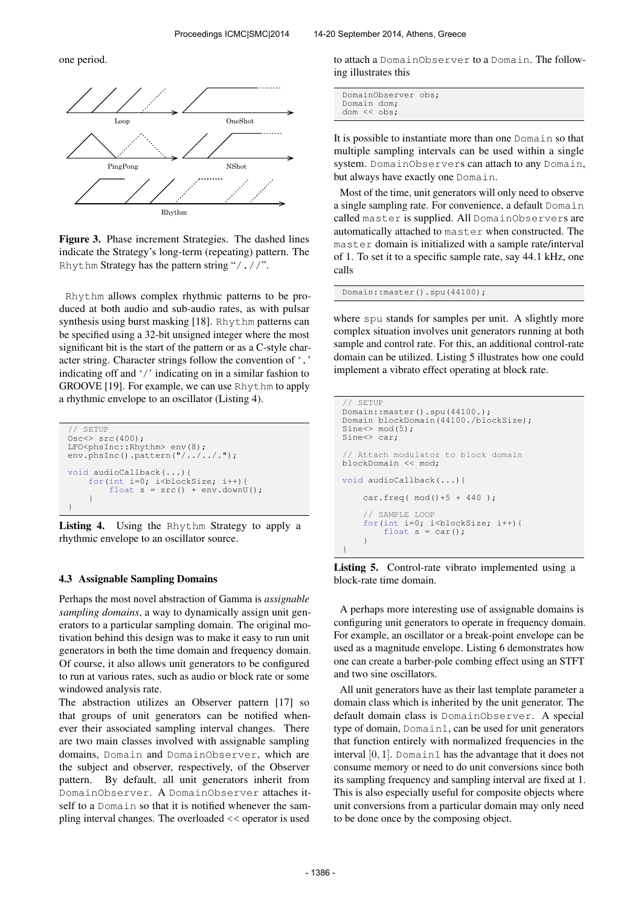one period.

**Figure 3.** Phase increment Strategies. The dashed lines indicate the Strategy's long-term (repeating) pattern. The `Rhythm` Strategy has the pattern string "/.//".

`Rhythm` allows complex rhythmic patterns to be produced at both audio and sub-audio rates, as with pulsar synthesis using burst masking [18]. `Rhythm` patterns can be specified using a 32-bit unsigned integer where the most significant bit is the start of the pattern or as a C-style character string. Character strings follow the convention of '.' indicating off and '/' indicating on in a similar fashion to GROOVE [19]. For example, we can use `Rhythm` to apply a rhythmic envelope to an oscillator (Listing 4).

```
// SETUP
Osc<> src(400);
LFO<phsInc::Rhythm> env(8);
env.phsInc().pattern("/../../.");

void audioCallback(...){
    for(int i=0; i<blockSize; i++){
        float s = src() * env.downU();
    }
}
```

**Listing 4.** Using the `Rhythm` Strategy to apply a rhythmic envelope to an oscillator source.

### 4.3 Assignable Sampling Domains

Perhaps the most novel abstraction of Gamma is *assignable sampling domains*, a way to dynamically assign unit generators to a particular sampling domain. The original motivation behind this design was to make it easy to run unit generators in both the time domain and frequency domain. Of course, it also allows unit generators to be configured to run at various rates, such as audio or block rate or some windowed analysis rate.

The abstraction utilizes an Observer pattern [17] so that groups of unit generators can be notified whenever their associated sampling interval changes. There are two main classes involved with assignable sampling domains, `Domain` and `DomainObserver`, which are the subject and observer, respectively, of the Observer pattern. By default, all unit generators inherit from `DomainObserver`. A `DomainObserver` attaches itself to a `Domain` so that it is notified whenever the sampling interval changes. The overloaded << operator is used to attach a `DomainObserver` to a `Domain`. The following illustrates this

```
DomainObserver obs;
Domain dom;
dom << obs;
```

It is possible to instantiate more than one `Domain` so that multiple sampling intervals can be used within a single system. `DomainObserver`s can attach to any `Domain`, but always have exactly one `Domain`.

Most of the time, unit generators will only need to observe a single sampling rate. For convenience, a default `Domain` called `master` is supplied. All `DomainObserver`s are automatically attached to `master` when constructed. The `master` domain is initialized with a sample rate/interval of 1. To set it to a specific sample rate, say 44.1 kHz, one calls

```
Domain::master().spu(44100);
```

where `spu` stands for samples per unit. A slightly more complex situation involves unit generators running at both sample and control rate. For this, an additional control-rate domain can be utilized. Listing 5 illustrates how one could implement a vibrato effect operating at block rate.

```
// SETUP
Domain::master().spu(44100.);
Domain blockDomain(44100./blockSize);
Sine<> mod(5);
Sine<> car;

// Attach modulator to block domain
blockDomain << mod;

void audioCallback(...){

    car.freq( mod()*5 + 440 );

    // SAMPLE LOOP
    for(int i=0; i<blockSize; i++){
        float s = car();
    }
}
```

**Listing 5.** Control-rate vibrato implemented using a block-rate time domain.

A perhaps more interesting use of assignable domains is configuring unit generators to operate in frequency domain. For example, an oscillator or a break-point envelope can be used as a magnitude envelope. Listing 6 demonstrates how one can create a barber-pole combing effect using an STFT and two sine oscillators.

All unit generators have as their last template parameter a domain class which is inherited by the unit generator. The default domain class is `DomainObserver`. A special type of domain, `Domain1`, can be used for unit generators that function entirely with normalized frequencies in the interval $[0, 1]$. `Domain1` has the advantage that it does not consume memory or need to do unit conversions since both its sampling frequency and sampling interval are fixed at 1. This is also especially useful for composite objects where unit conversions from a particular domain may only need to be done once by the composing object.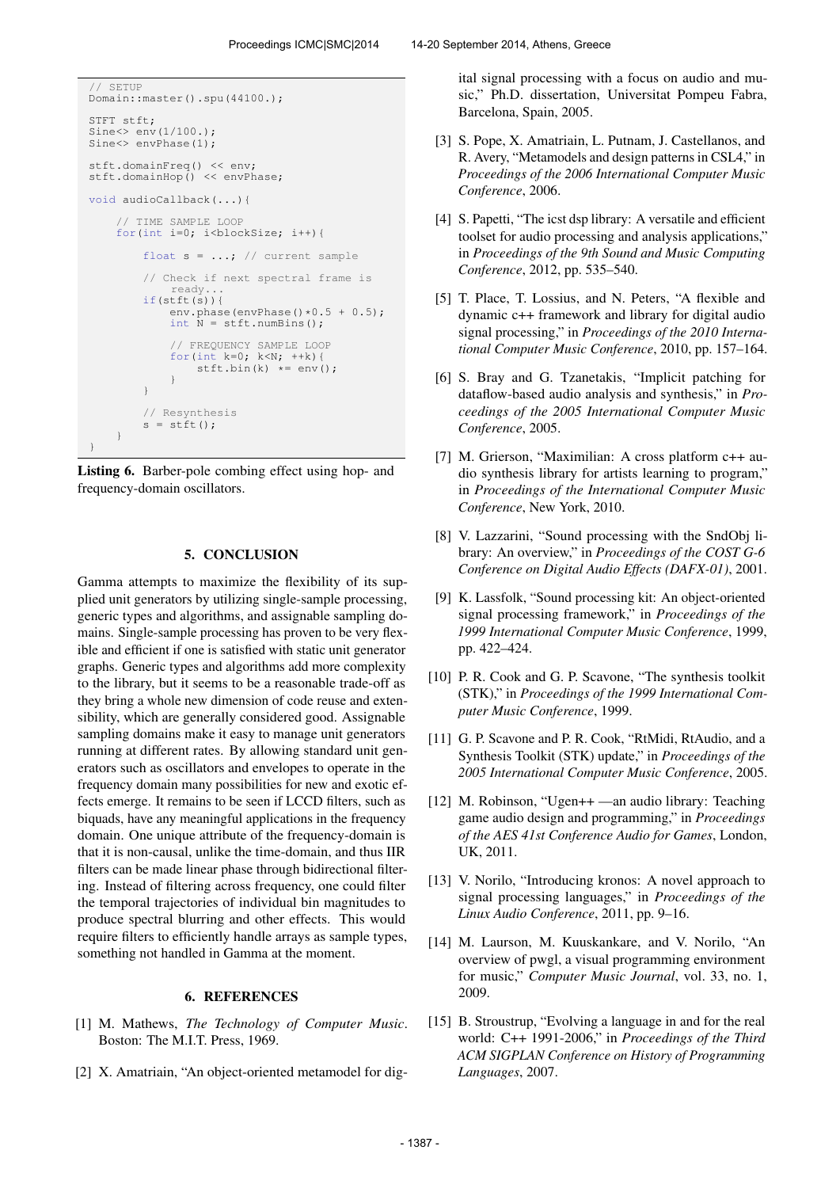```
// SETUP
Domain::master().spu(44100.);

STFT stft;
Sine<> env(1/100.);
Sine<> envPhase(1);

stft.domainFreq() << env;
stft.domainHop() << envPhase;

void audioCallback(...){

    // TIME SAMPLE LOOP
    for(int i=0; i<blockSize; i++){

        float s = ...; // current sample

        // Check if next spectral frame is
            ready...
        if(stft(s)){
            env.phase(envPhase()*0.5 + 0.5);
            int N = stft.numBins();

            // FREQUENCY SAMPLE LOOP
            for(int k=0; k<N; ++k){
                stft.bin(k) *= env();
            }
        }

        // Resynthesis
        s = stft();
    }
}
```

**Listing 6.** Barber-pole combing effect using hop- and frequency-domain oscillators.

## 5. CONCLUSION

Gamma attempts to maximize the flexibility of its supplied unit generators by utilizing single-sample processing, generic types and algorithms, and assignable sampling domains. Single-sample processing has proven to be very flexible and efficient if one is satisfied with static unit generator graphs. Generic types and algorithms add more complexity to the library, but it seems to be a reasonable trade-off as they bring a whole new dimension of code reuse and extensibility, which are generally considered good. Assignable sampling domains make it easy to manage unit generators running at different rates. By allowing standard unit generators such as oscillators and envelopes to operate in the frequency domain many possibilities for new and exotic effects emerge. It remains to be seen if LCCD filters, such as biquads, have any meaningful applications in the frequency domain. One unique attribute of the frequency-domain is that it is non-causal, unlike the time-domain, and thus IIR filters can be made linear phase through bidirectional filtering. Instead of filtering across frequency, one could filter the temporal trajectories of individual bin magnitudes to produce spectral blurring and other effects. This would require filters to efficiently handle arrays as sample types, something not handled in Gamma at the moment.

## 6. REFERENCES

[1] M. Mathews, *The Technology of Computer Music*. Boston: The M.I.T. Press, 1969.

[2] X. Amatriain, "An object-oriented metamodel for digital signal processing with a focus on audio and music," Ph.D. dissertation, Universitat Pompeu Fabra, Barcelona, Spain, 2005.

[3] S. Pope, X. Amatriain, L. Putnam, J. Castellanos, and R. Avery, "Metamodels and design patterns in CSL4," in *Proceedings of the 2006 International Computer Music Conference*, 2006.

[4] S. Papetti, "The icst dsp library: A versatile and efficient toolset for audio processing and analysis applications," in *Proceedings of the 9th Sound and Music Computing Conference*, 2012, pp. 535–540.

[5] T. Place, T. Lossius, and N. Peters, "A flexible and dynamic c++ framework and library for digital audio signal processing," in *Proceedings of the 2010 International Computer Music Conference*, 2010, pp. 157–164.

[6] S. Bray and G. Tzanetakis, "Implicit patching for dataflow-based audio analysis and synthesis," in *Proceedings of the 2005 International Computer Music Conference*, 2005.

[7] M. Grierson, "Maximilian: A cross platform c++ audio synthesis library for artists learning to program," in *Proceedings of the International Computer Music Conference*, New York, 2010.

[8] V. Lazzarini, "Sound processing with the SndObj library: An overview," in *Proceedings of the COST G-6 Conference on Digital Audio Effects (DAFX-01)*, 2001.

[9] K. Lassfolk, "Sound processing kit: An object-oriented signal processing framework," in *Proceedings of the 1999 International Computer Music Conference*, 1999, pp. 422–424.

[10] P. R. Cook and G. P. Scavone, "The synthesis toolkit (STK)," in *Proceedings of the 1999 International Computer Music Conference*, 1999.

[11] G. P. Scavone and P. R. Cook, "RtMidi, RtAudio, and a Synthesis Toolkit (STK) update," in *Proceedings of the 2005 International Computer Music Conference*, 2005.

[12] M. Robinson, "Ugen++ —an audio library: Teaching game audio design and programming," in *Proceedings of the AES 41st Conference Audio for Games*, London, UK, 2011.

[13] V. Norilo, "Introducing kronos: A novel approach to signal processing languages," in *Proceedings of the Linux Audio Conference*, 2011, pp. 9–16.

[14] M. Laurson, M. Kuuskankare, and V. Norilo, "An overview of pwgl, a visual programming environment for music," *Computer Music Journal*, vol. 33, no. 1, 2009.

[15] B. Stroustrup, "Evolving a language in and for the real world: C++ 1991-2006," in *Proceedings of the Third ACM SIGPLAN Conference on History of Programming Languages*, 2007.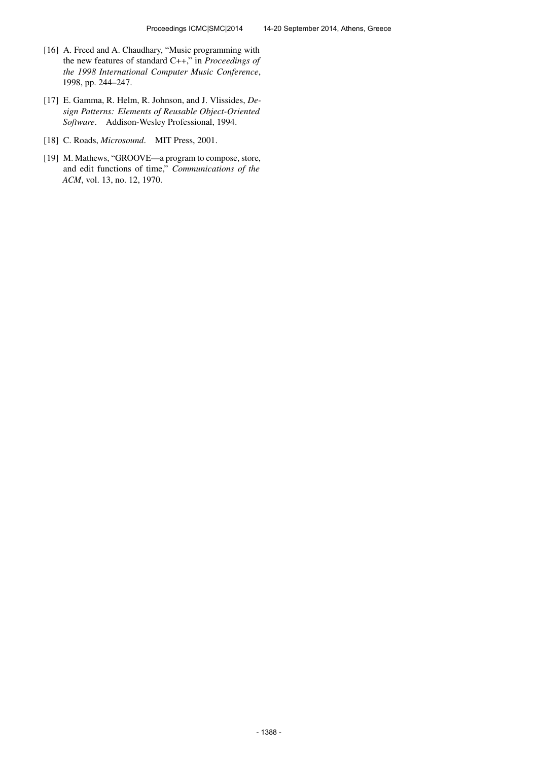[16] A. Freed and A. Chaudhary, "Music programming with the new features of standard C++," in *Proceedings of the 1998 International Computer Music Conference*, 1998, pp. 244–247.

[17] E. Gamma, R. Helm, R. Johnson, and J. Vlissides, *Design Patterns: Elements of Reusable Object-Oriented Software*. Addison-Wesley Professional, 1994.

[18] C. Roads, *Microsound*. MIT Press, 2001.

[19] M. Mathews, "GROOVE—a program to compose, store, and edit functions of time," *Communications of the ACM*, vol. 13, no. 12, 1970.